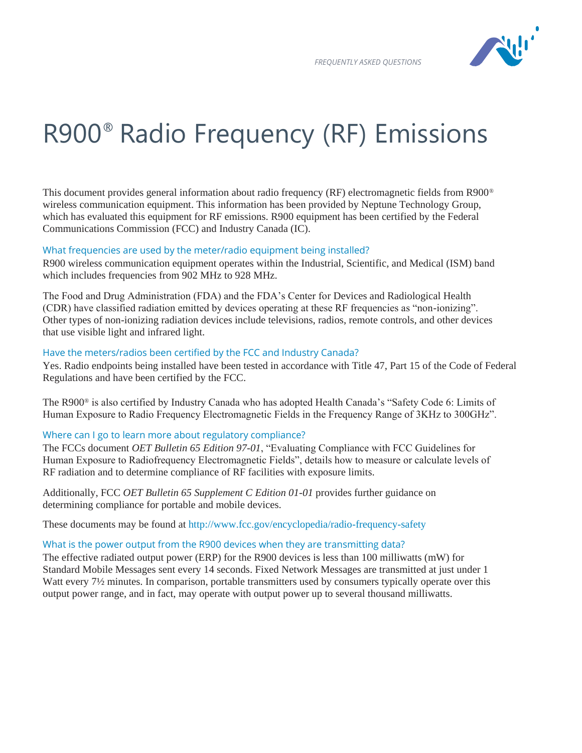# R900® Radio Frequency (RF) Emissions

This document provides general information about radio frequency (RF) electromagnetic fields from R900® wireless communication equipment. This information has been provided by Neptune Technology Group, which has evaluated this equipment for RF emissions. R900 equipment has been certified by the Federal Communications Commission (FCC) and Industry Canada (IC).

### What frequencies are used by the meter/radio equipment being installed?

R900 wireless communication equipment operates within the Industrial, Scientific, and Medical (ISM) band which includes frequencies from 902 MHz to 928 MHz.

The Food and Drug Administration (FDA) and the FDA's Center for Devices and Radiological Health (CDR) have classified radiation emitted by devices operating at these RF frequencies as "non-ionizing". Other types of non-ionizing radiation devices include televisions, radios, remote controls, and other devices that use visible light and infrared light.

### Have the meters/radios been certified by the FCC and Industry Canada?

Yes. Radio endpoints being installed have been tested in accordance with Title 47, Part 15 of the Code of Federal Regulations and have been certified by the FCC.

The R900® is also certified by Industry Canada who has adopted Health Canada's "Safety Code 6: Limits of Human Exposure to Radio Frequency Electromagnetic Fields in the Frequency Range of 3KHz to 300GHz".

### Where can I go to learn more about regulatory compliance?

The FCCs document *OET Bulletin 65 Edition 97-01*, "Evaluating Compliance with FCC Guidelines for Human Exposure to Radiofrequency Electromagnetic Fields", details how to measure or calculate levels of RF radiation and to determine compliance of RF facilities with exposure limits.

Additionally, FCC *OET Bulletin 65 Supplement C Edition 01-01* provides further guidance on determining compliance for portable and mobile devices.

These documents may be found at http://www.fcc.gov/encyclopedia/radio-frequency-safety

### What is the power output from the R900 devices when they are transmitting data?

The effective radiated output power (ERP) for the R900 devices is less than 100 milliwatts (mW) for Standard Mobile Messages sent every 14 seconds. Fixed Network Messages are transmitted at just under 1 Watt every 7½ minutes. In comparison, portable transmitters used by consumers typically operate over this output power range, and in fact, may operate with output power up to several thousand milliwatts.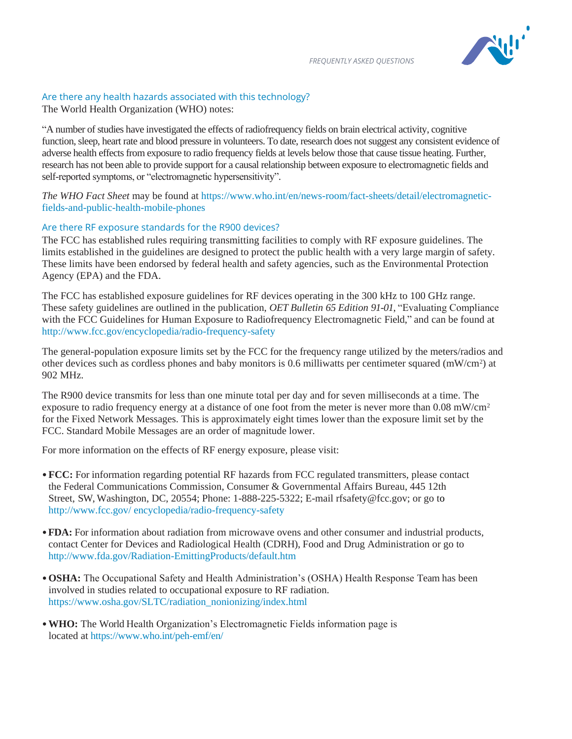## Are there any health hazards associated with this technology?

The World Health Organization (WHO) notes:

"A number of studies have investigated the effects of radiofrequency fields on brain electrical activity, cognitive function, sleep, heart rate and blood pressure in volunteers. To date, research does not suggest any consistent evidence of adverse health effects from exposure to radio frequency fields at levels below those that cause tissue heating. Further, research has not been able to provide support for a causal relationship between exposure to electromagnetic fields and self-reported symptoms, or "electromagnetic hypersensitivity".

*The WHO Fact Sheet* may be found at https://www.who.int/en/news-room/fact-sheets/detail/electromagnetic-fields-and-public-health-mobile-phones

## Are there RF exposure standards for the R900 devices?

The FCC has established rules requiring transmitting facilities to comply with RF exposure guidelines. The limits established in the guidelines are designed to protect the public health with a very large margin of safety. These limits have been endorsed by federal health and safety agencies, such as the Environmental Protection Agency (EPA) and the FDA.

The FCC has established exposure guidelines for RF devices operating in the 300 kHz to 100 GHz range. These safety guidelines are outlined in the publication, *OET Bulletin 65 Edition 91-01*, "Evaluating Compliance with the FCC Guidelines for Human Exposure to Radiofrequency Electromagnetic Field," and can be found at http://www.fcc.gov/encyclopedia/radio-frequency-safety

The general-population exposure limits set by the FCC for the frequency range utilized by the meters/radios and other devices such as cordless phones and baby monitors is 0.6 milliwatts per centimeter squared ($mW/cm^2$) at 902 MHz.

The R900 device transmits for less than one minute total per day and for seven milliseconds at a time. The exposure to radio frequency energy at a distance of one foot from the meter is never more than 0.08 $mW/cm^2$ for the Fixed Network Messages. This is approximately eight times lower than the exposure limit set by the FCC. Standard Mobile Messages are an order of magnitude lower.

For more information on the effects of RF energy exposure, please visit:

- **FCC:** For information regarding potential RF hazards from FCC regulated transmitters, please contact the Federal Communications Commission, Consumer & Governmental Affairs Bureau, 445 12th Street, SW, Washington, DC, 20554; Phone: 1-888-225-5322; E-mail rfsafety@fcc.gov; or go to http://www.fcc.gov/ encyclopedia/radio-frequency-safety
- **FDA:** For information about radiation from microwave ovens and other consumer and industrial products, contact Center for Devices and Radiological Health (CDRH), Food and Drug Administration or go to http://www.fda.gov/Radiation-EmittingProducts/default.htm
- **OSHA:** The Occupational Safety and Health Administration's (OSHA) Health Response Team has been involved in studies related to occupational exposure to RF radiation. https://www.osha.gov/SLTC/radiation_nonionizing/index.html
- **WHO:** The World Health Organization's Electromagnetic Fields information page is located at https://www.who.int/peh-emf/en/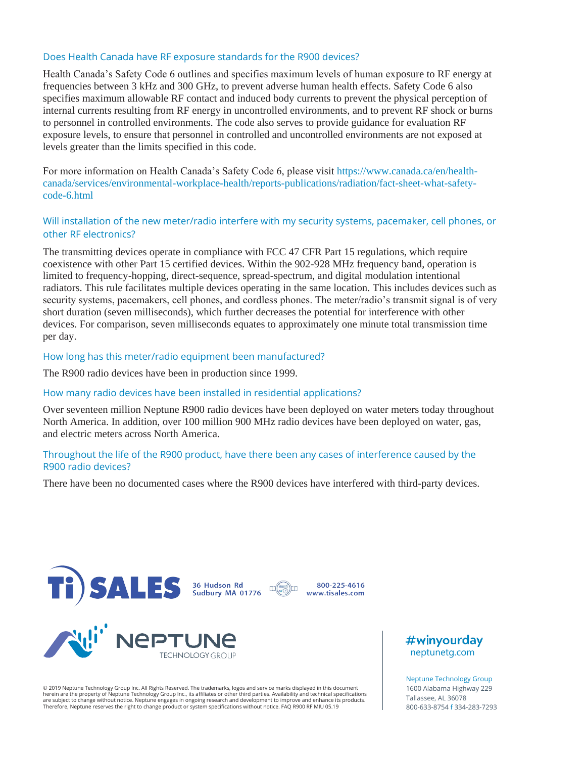### Does Health Canada have RF exposure standards for the R900 devices?

Health Canada's Safety Code 6 outlines and specifies maximum levels of human exposure to RF energy at frequencies between 3 kHz and 300 GHz, to prevent adverse human health effects. Safety Code 6 also specifies maximum allowable RF contact and induced body currents to prevent the physical perception of internal currents resulting from RF energy in uncontrolled environments, and to prevent RF shock or burns to personnel in controlled environments. The code also serves to provide guidance for evaluation RF exposure levels, to ensure that personnel in controlled and uncontrolled environments are not exposed at levels greater than the limits specified in this code.

For more information on Health Canada's Safety Code 6, please visit https://www.canada.ca/en/health-canada/services/environmental-workplace-health/reports-publications/radiation/fact-sheet-what-safety-code-6.html

### Will installation of the new meter/radio interfere with my security systems, pacemaker, cell phones, or other RF electronics?

The transmitting devices operate in compliance with FCC 47 CFR Part 15 regulations, which require coexistence with other Part 15 certified devices. Within the 902-928 MHz frequency band, operation is limited to frequency-hopping, direct-sequence, spread-spectrum, and digital modulation intentional radiators. This rule facilitates multiple devices operating in the same location. This includes devices such as security systems, pacemakers, cell phones, and cordless phones. The meter/radio's transmit signal is of very short duration (seven milliseconds), which further decreases the potential for interference with other devices. For comparison, seven milliseconds equates to approximately one minute total transmission time per day.

### How long has this meter/radio equipment been manufactured?

The R900 radio devices have been in production since 1999.

### How many radio devices have been installed in residential applications?

Over seventeen million Neptune R900 radio devices have been deployed on water meters today throughout North America. In addition, over 100 million 900 MHz radio devices have been deployed on water, gas, and electric meters across North America.

### Throughout the life of the R900 product, have there been any cases of interference caused by the R900 radio devices?

There have been no documented cases where the R900 devices have interfered with third-party devices.

Ti SALES
36 Hudson Rd
Sudbury MA 01776
800-225-4616
www.tisales.com

NEPTUNE TECHNOLOGY GROUP

#winyourday
neptunetg.com

Neptune Technology Group
1600 Alabama Highway 229
Tallassee, AL 36078
800-633-8754 f 334-283-7293

© 2019 Neptune Technology Group Inc. All Rights Reserved. The trademarks, logos and service marks displayed in this document herein are the property of Neptune Technology Group Inc., its affiliates or other third parties. Availability and technical specifications are subject to change without notice. Neptune engages in ongoing research and development to improve and enhance its products. Therefore, Neptune reserves the right to change product or system specifications without notice. FAQ R900 RF MIU 05.19